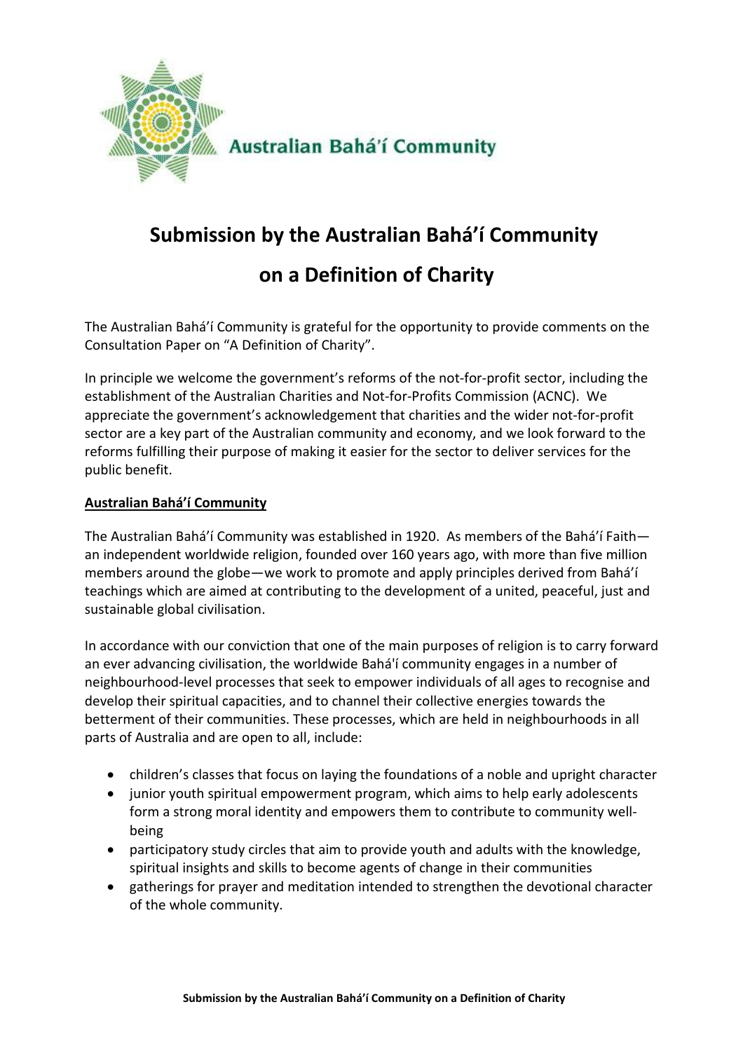Australian Bahá'í Community

# Submission by the Australian Bahá'í Community on a Definition of Charity

The Australian Bahá'í Community is grateful for the opportunity to provide comments on the Consultation Paper on "A Definition of Charity".

In principle we welcome the government's reforms of the not-for-profit sector, including the establishment of the Australian Charities and Not-for-Profits Commission (ACNC). We appreciate the government's acknowledgement that charities and the wider not-for-profit sector are a key part of the Australian community and economy, and we look forward to the reforms fulfilling their purpose of making it easier for the sector to deliver services for the public benefit.

## Australian Bahá'í Community

The Australian Bahá'í Community was established in 1920. As members of the Bahá'í Faith—an independent worldwide religion, founded over 160 years ago, with more than five million members around the globe—we work to promote and apply principles derived from Bahá'í teachings which are aimed at contributing to the development of a united, peaceful, just and sustainable global civilisation.

In accordance with our conviction that one of the main purposes of religion is to carry forward an ever advancing civilisation, the worldwide Bahá'í community engages in a number of neighbourhood-level processes that seek to empower individuals of all ages to recognise and develop their spiritual capacities, and to channel their collective energies towards the betterment of their communities. These processes, which are held in neighbourhoods in all parts of Australia and are open to all, include:

- children's classes that focus on laying the foundations of a noble and upright character
- junior youth spiritual empowerment program, which aims to help early adolescents form a strong moral identity and empowers them to contribute to community well-being
- participatory study circles that aim to provide youth and adults with the knowledge, spiritual insights and skills to become agents of change in their communities
- gatherings for prayer and meditation intended to strengthen the devotional character of the whole community.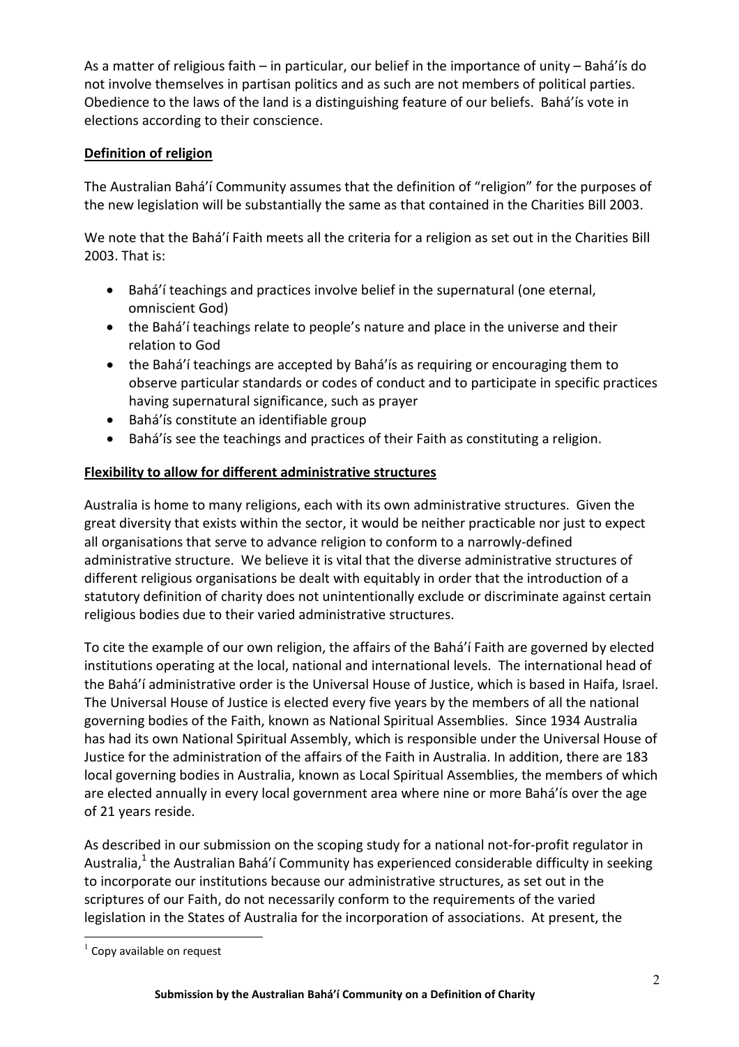As a matter of religious faith – in particular, our belief in the importance of unity – Bahá'ís do not involve themselves in partisan politics and as such are not members of political parties. Obedience to the laws of the land is a distinguishing feature of our beliefs. Bahá'ís vote in elections according to their conscience.

**Definition of religion**

The Australian Bahá'í Community assumes that the definition of "religion" for the purposes of the new legislation will be substantially the same as that contained in the Charities Bill 2003.

We note that the Bahá'í Faith meets all the criteria for a religion as set out in the Charities Bill 2003. That is:

- Bahá'í teachings and practices involve belief in the supernatural (one eternal, omniscient God)
- the Bahá'í teachings relate to people's nature and place in the universe and their relation to God
- the Bahá'í teachings are accepted by Bahá'ís as requiring or encouraging them to observe particular standards or codes of conduct and to participate in specific practices having supernatural significance, such as prayer
- Bahá'ís constitute an identifiable group
- Bahá'ís see the teachings and practices of their Faith as constituting a religion.

**Flexibility to allow for different administrative structures**

Australia is home to many religions, each with its own administrative structures. Given the great diversity that exists within the sector, it would be neither practicable nor just to expect all organisations that serve to advance religion to conform to a narrowly-defined administrative structure. We believe it is vital that the diverse administrative structures of different religious organisations be dealt with equitably in order that the introduction of a statutory definition of charity does not unintentionally exclude or discriminate against certain religious bodies due to their varied administrative structures.

To cite the example of our own religion, the affairs of the Bahá'í Faith are governed by elected institutions operating at the local, national and international levels. The international head of the Bahá'í administrative order is the Universal House of Justice, which is based in Haifa, Israel. The Universal House of Justice is elected every five years by the members of all the national governing bodies of the Faith, known as National Spiritual Assemblies. Since 1934 Australia has had its own National Spiritual Assembly, which is responsible under the Universal House of Justice for the administration of the affairs of the Faith in Australia. In addition, there are 183 local governing bodies in Australia, known as Local Spiritual Assemblies, the members of which are elected annually in every local government area where nine or more Bahá'ís over the age of 21 years reside.

As described in our submission on the scoping study for a national not-for-profit regulator in Australia,[1] the Australian Bahá'í Community has experienced considerable difficulty in seeking to incorporate our institutions because our administrative structures, as set out in the scriptures of our Faith, do not necessarily conform to the requirements of the varied legislation in the States of Australia for the incorporation of associations. At present, the

[1] Copy available on request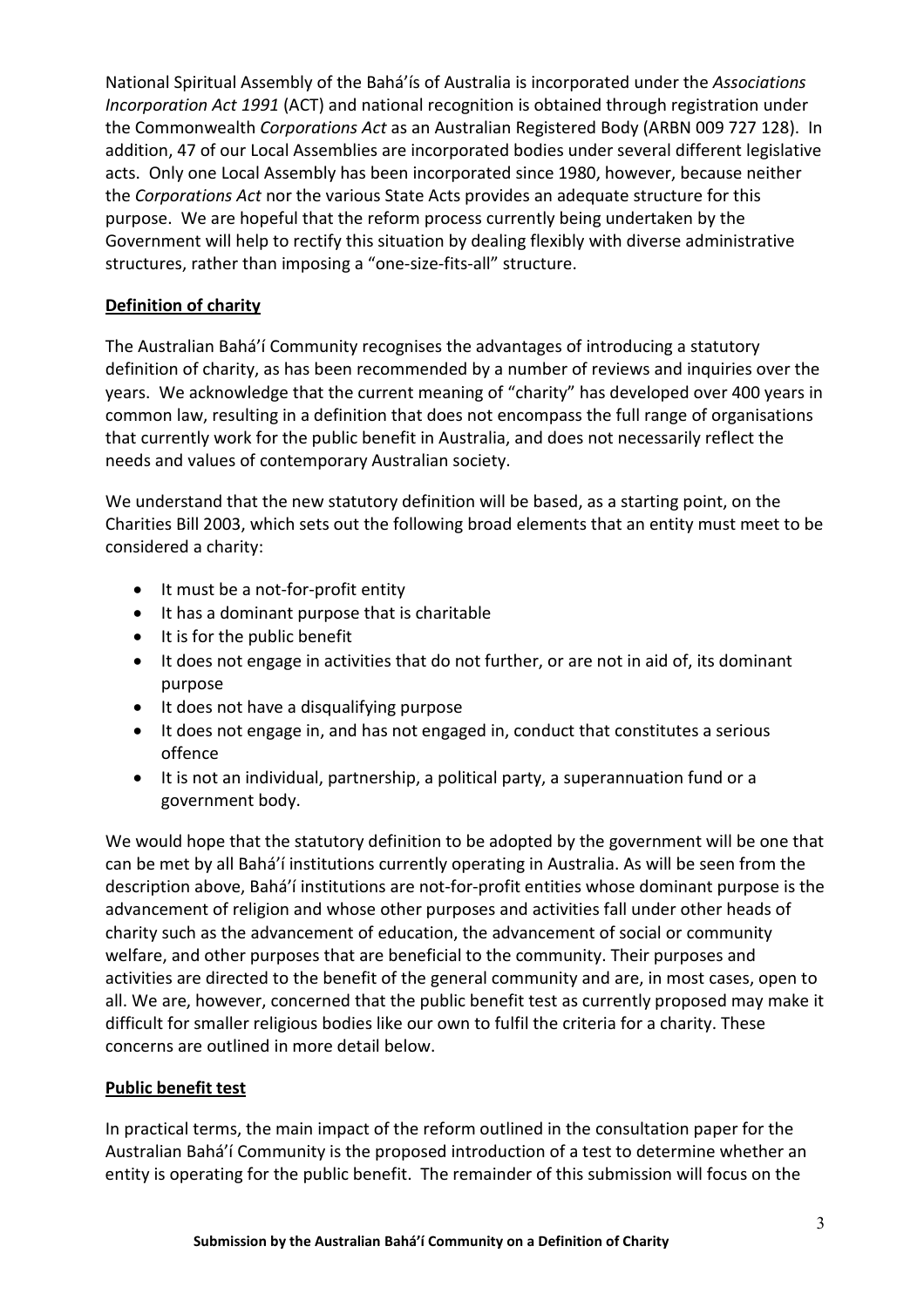National Spiritual Assembly of the Bahá'ís of Australia is incorporated under the *Associations Incorporation Act 1991* (ACT) and national recognition is obtained through registration under the Commonwealth *Corporations Act* as an Australian Registered Body (ARBN 009 727 128). In addition, 47 of our Local Assemblies are incorporated bodies under several different legislative acts. Only one Local Assembly has been incorporated since 1980, however, because neither the *Corporations Act* nor the various State Acts provides an adequate structure for this purpose. We are hopeful that the reform process currently being undertaken by the Government will help to rectify this situation by dealing flexibly with diverse administrative structures, rather than imposing a "one-size-fits-all" structure.

**Definition of charity**

The Australian Bahá'í Community recognises the advantages of introducing a statutory definition of charity, as has been recommended by a number of reviews and inquiries over the years. We acknowledge that the current meaning of "charity" has developed over 400 years in common law, resulting in a definition that does not encompass the full range of organisations that currently work for the public benefit in Australia, and does not necessarily reflect the needs and values of contemporary Australian society.

We understand that the new statutory definition will be based, as a starting point, on the Charities Bill 2003, which sets out the following broad elements that an entity must meet to be considered a charity:

- It must be a not-for-profit entity
- It has a dominant purpose that is charitable
- It is for the public benefit
- It does not engage in activities that do not further, or are not in aid of, its dominant purpose
- It does not have a disqualifying purpose
- It does not engage in, and has not engaged in, conduct that constitutes a serious offence
- It is not an individual, partnership, a political party, a superannuation fund or a government body.

We would hope that the statutory definition to be adopted by the government will be one that can be met by all Bahá'í institutions currently operating in Australia. As will be seen from the description above, Bahá'í institutions are not-for-profit entities whose dominant purpose is the advancement of religion and whose other purposes and activities fall under other heads of charity such as the advancement of education, the advancement of social or community welfare, and other purposes that are beneficial to the community. Their purposes and activities are directed to the benefit of the general community and are, in most cases, open to all. We are, however, concerned that the public benefit test as currently proposed may make it difficult for smaller religious bodies like our own to fulfil the criteria for a charity. These concerns are outlined in more detail below.

**Public benefit test**

In practical terms, the main impact of the reform outlined in the consultation paper for the Australian Bahá'í Community is the proposed introduction of a test to determine whether an entity is operating for the public benefit. The remainder of this submission will focus on the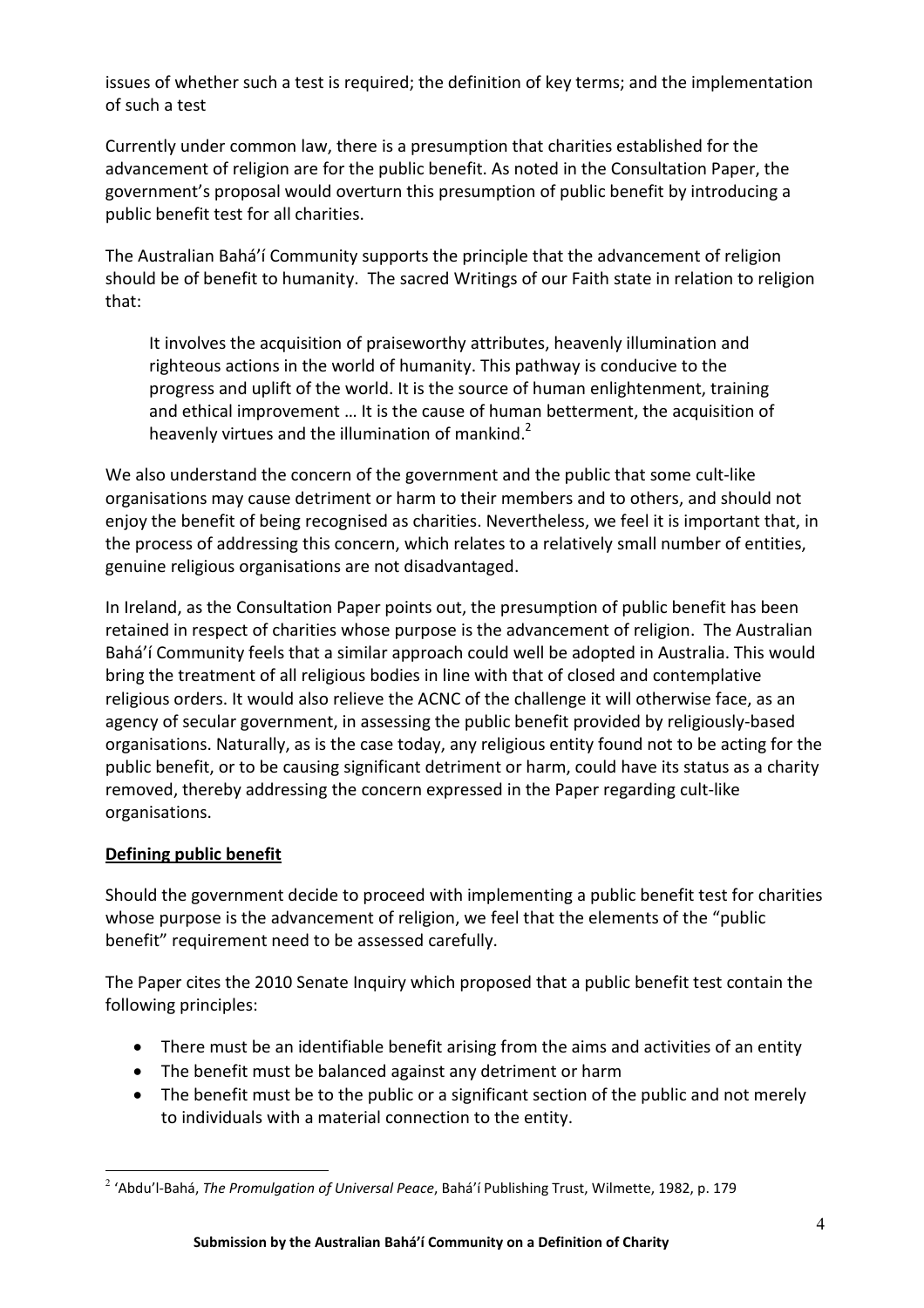issues of whether such a test is required; the definition of key terms; and the implementation of such a test

Currently under common law, there is a presumption that charities established for the advancement of religion are for the public benefit. As noted in the Consultation Paper, the government's proposal would overturn this presumption of public benefit by introducing a public benefit test for all charities.

The Australian Bahá'í Community supports the principle that the advancement of religion should be of benefit to humanity. The sacred Writings of our Faith state in relation to religion that:

> It involves the acquisition of praiseworthy attributes, heavenly illumination and righteous actions in the world of humanity. This pathway is conducive to the progress and uplift of the world. It is the source of human enlightenment, training and ethical improvement … It is the cause of human betterment, the acquisition of heavenly virtues and the illumination of mankind.[2]

We also understand the concern of the government and the public that some cult-like organisations may cause detriment or harm to their members and to others, and should not enjoy the benefit of being recognised as charities. Nevertheless, we feel it is important that, in the process of addressing this concern, which relates to a relatively small number of entities, genuine religious organisations are not disadvantaged.

In Ireland, as the Consultation Paper points out, the presumption of public benefit has been retained in respect of charities whose purpose is the advancement of religion. The Australian Bahá'í Community feels that a similar approach could well be adopted in Australia. This would bring the treatment of all religious bodies in line with that of closed and contemplative religious orders. It would also relieve the ACNC of the challenge it will otherwise face, as an agency of secular government, in assessing the public benefit provided by religiously-based organisations. Naturally, as is the case today, any religious entity found not to be acting for the public benefit, or to be causing significant detriment or harm, could have its status as a charity removed, thereby addressing the concern expressed in the Paper regarding cult-like organisations.

**Defining public benefit**

Should the government decide to proceed with implementing a public benefit test for charities whose purpose is the advancement of religion, we feel that the elements of the "public benefit" requirement need to be assessed carefully.

The Paper cites the 2010 Senate Inquiry which proposed that a public benefit test contain the following principles:

- There must be an identifiable benefit arising from the aims and activities of an entity
- The benefit must be balanced against any detriment or harm
- The benefit must be to the public or a significant section of the public and not merely to individuals with a material connection to the entity.

---

[2] 'Abdu'l-Bahá, *The Promulgation of Universal Peace*, Bahá'í Publishing Trust, Wilmette, 1982, p. 179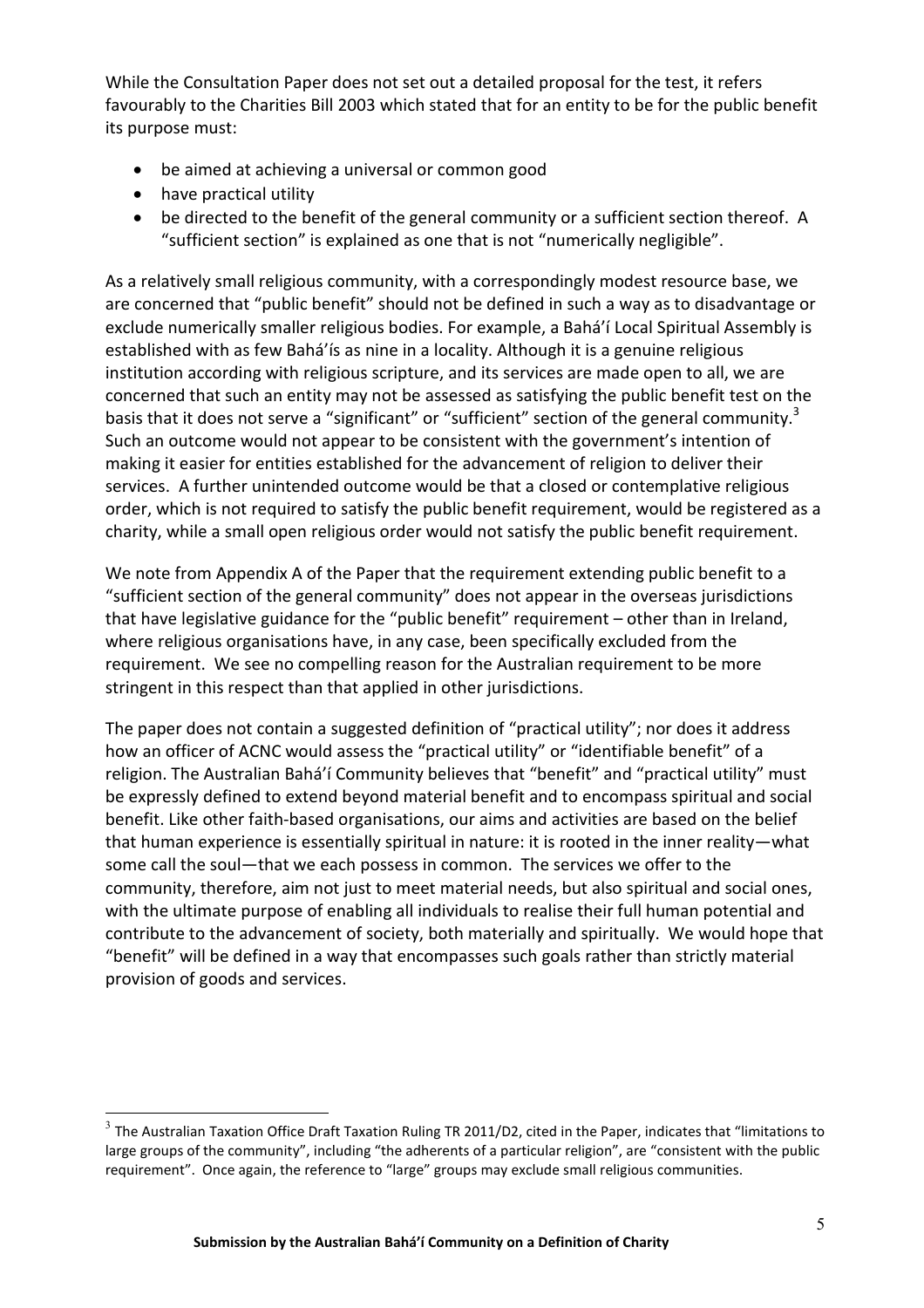While the Consultation Paper does not set out a detailed proposal for the test, it refers favourably to the Charities Bill 2003 which stated that for an entity to be for the public benefit its purpose must:

- be aimed at achieving a universal or common good
- have practical utility
- be directed to the benefit of the general community or a sufficient section thereof. A "sufficient section" is explained as one that is not "numerically negligible".

As a relatively small religious community, with a correspondingly modest resource base, we are concerned that "public benefit" should not be defined in such a way as to disadvantage or exclude numerically smaller religious bodies. For example, a Bahá'í Local Spiritual Assembly is established with as few Bahá'ís as nine in a locality. Although it is a genuine religious institution according with religious scripture, and its services are made open to all, we are concerned that such an entity may not be assessed as satisfying the public benefit test on the basis that it does not serve a "significant" or "sufficient" section of the general community.[3] Such an outcome would not appear to be consistent with the government's intention of making it easier for entities established for the advancement of religion to deliver their services. A further unintended outcome would be that a closed or contemplative religious order, which is not required to satisfy the public benefit requirement, would be registered as a charity, while a small open religious order would not satisfy the public benefit requirement.

We note from Appendix A of the Paper that the requirement extending public benefit to a "sufficient section of the general community" does not appear in the overseas jurisdictions that have legislative guidance for the "public benefit" requirement – other than in Ireland, where religious organisations have, in any case, been specifically excluded from the requirement. We see no compelling reason for the Australian requirement to be more stringent in this respect than that applied in other jurisdictions.

The paper does not contain a suggested definition of "practical utility"; nor does it address how an officer of ACNC would assess the "practical utility" or "identifiable benefit" of a religion. The Australian Bahá'í Community believes that "benefit" and "practical utility" must be expressly defined to extend beyond material benefit and to encompass spiritual and social benefit. Like other faith-based organisations, our aims and activities are based on the belief that human experience is essentially spiritual in nature: it is rooted in the inner reality—what some call the soul—that we each possess in common. The services we offer to the community, therefore, aim not just to meet material needs, but also spiritual and social ones, with the ultimate purpose of enabling all individuals to realise their full human potential and contribute to the advancement of society, both materially and spiritually. We would hope that "benefit" will be defined in a way that encompasses such goals rather than strictly material provision of goods and services.

[3] The Australian Taxation Office Draft Taxation Ruling TR 2011/D2, cited in the Paper, indicates that "limitations to large groups of the community", including "the adherents of a particular religion", are "consistent with the public requirement". Once again, the reference to "large" groups may exclude small religious communities.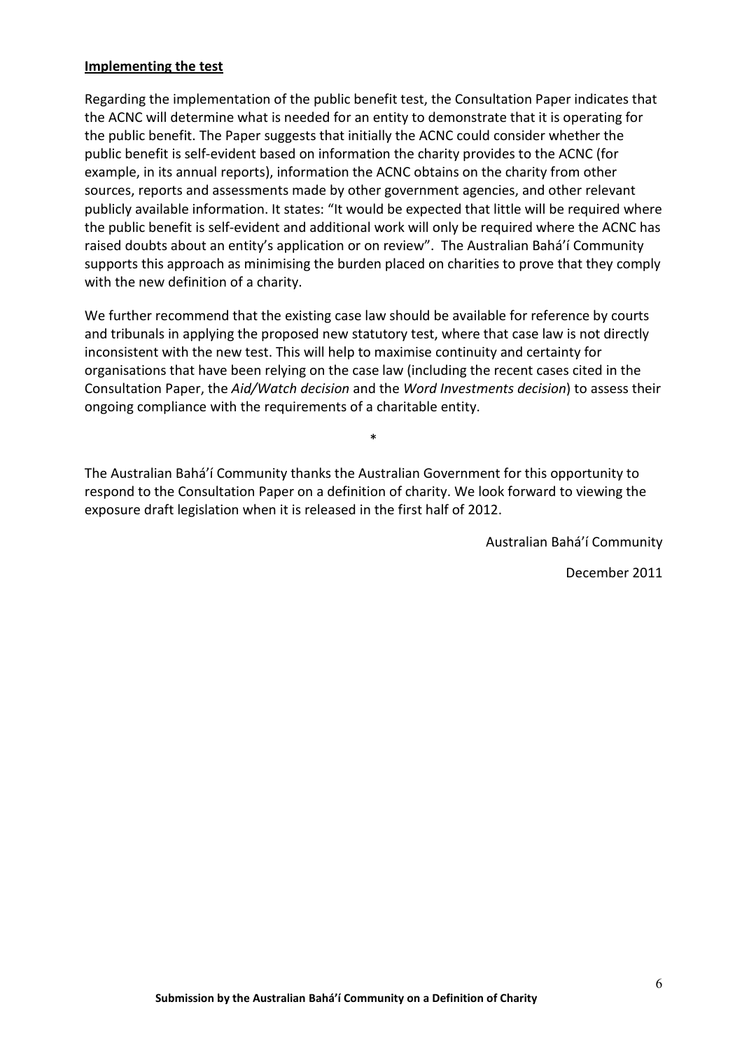**Implementing the test**

Regarding the implementation of the public benefit test, the Consultation Paper indicates that the ACNC will determine what is needed for an entity to demonstrate that it is operating for the public benefit. The Paper suggests that initially the ACNC could consider whether the public benefit is self-evident based on information the charity provides to the ACNC (for example, in its annual reports), information the ACNC obtains on the charity from other sources, reports and assessments made by other government agencies, and other relevant publicly available information. It states: "It would be expected that little will be required where the public benefit is self-evident and additional work will only be required where the ACNC has raised doubts about an entity's application or on review". The Australian Bahá'í Community supports this approach as minimising the burden placed on charities to prove that they comply with the new definition of a charity.

We further recommend that the existing case law should be available for reference by courts and tribunals in applying the proposed new statutory test, where that case law is not directly inconsistent with the new test. This will help to maximise continuity and certainty for organisations that have been relying on the case law (including the recent cases cited in the Consultation Paper, the *Aid/Watch decision* and the *Word Investments decision*) to assess their ongoing compliance with the requirements of a charitable entity.

*

The Australian Bahá'í Community thanks the Australian Government for this opportunity to respond to the Consultation Paper on a definition of charity. We look forward to viewing the exposure draft legislation when it is released in the first half of 2012.

Australian Bahá'í Community

December 2011